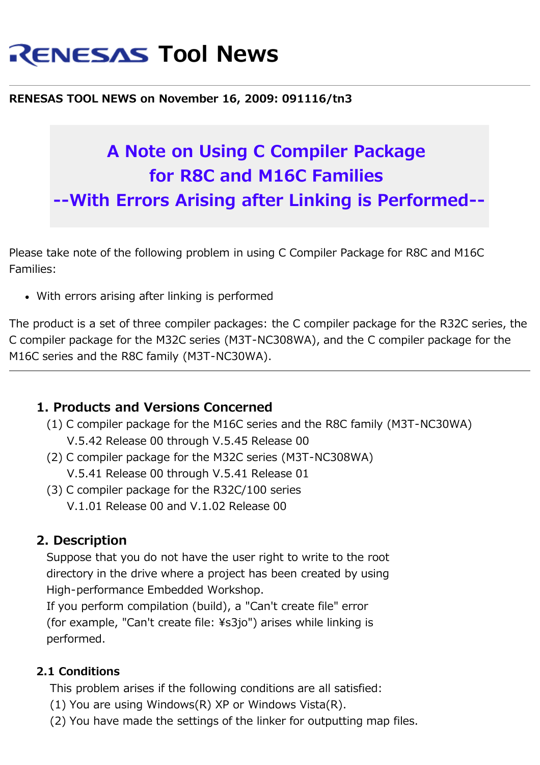# RENESAS Tool News

**RENESAS TOOL NEWS on November 16, 2009: 091116/tn3**

## A Note on Using C Compiler Package for R8C and M16C Families --With Errors Arising after Linking is Performed--

Please take note of the following problem in using C Compiler Package for R8C and M16C Families:

- With errors arising after linking is performed

The product is a set of three compiler packages: the C compiler package for the R32C series, the C compiler package for the M32C series (M3T-NC308WA), and the C compiler package for the M16C series and the R8C family (M3T-NC30WA).

---

### 1. Products and Versions Concerned

(1) C compiler package for the M16C series and the R8C family (M3T-NC30WA)
V.5.42 Release 00 through V.5.45 Release 00

(2) C compiler package for the M32C series (M3T-NC308WA)
V.5.41 Release 00 through V.5.41 Release 01

(3) C compiler package for the R32C/100 series
V.1.01 Release 00 and V.1.02 Release 00

### 2. Description

Suppose that you do not have the user right to write to the root directory in the drive where a project has been created by using High-performance Embedded Workshop.
If you perform compilation (build), a "Can't create file" error (for example, "Can't create file: ¥s3jo") arises while linking is performed.

#### 2.1 Conditions

This problem arises if the following conditions are all satisfied:
(1) You are using Windows(R) XP or Windows Vista(R).
(2) You have made the settings of the linker for outputting map files.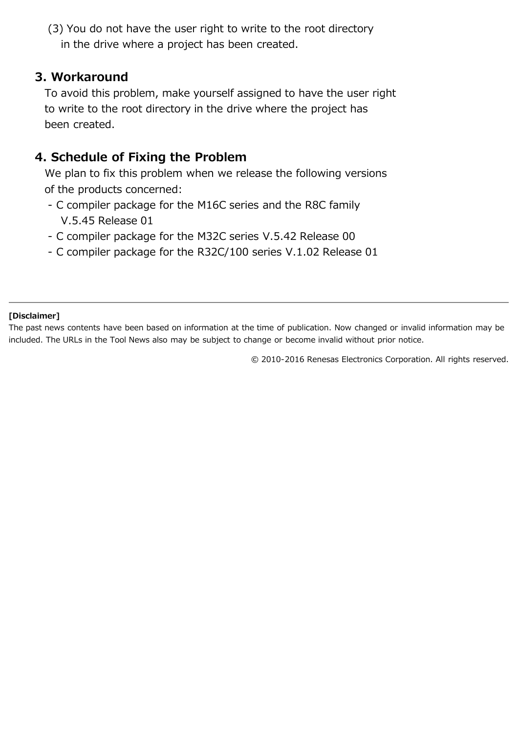(3) You do not have the user right to write to the root directory in the drive where a project has been created.

## 3. Workaround

To avoid this problem, make yourself assigned to have the user right to write to the root directory in the drive where the project has been created.

## 4. Schedule of Fixing the Problem

We plan to fix this problem when we release the following versions of the products concerned:

- C compiler package for the M16C series and the R8C family V.5.45 Release 01
- C compiler package for the M32C series V.5.42 Release 00
- C compiler package for the R32C/100 series V.1.02 Release 01

---

**[Disclaimer]**

The past news contents have been based on information at the time of publication. Now changed or invalid information may be included. The URLs in the Tool News also may be subject to change or become invalid without prior notice.

© 2010-2016 Renesas Electronics Corporation. All rights reserved.